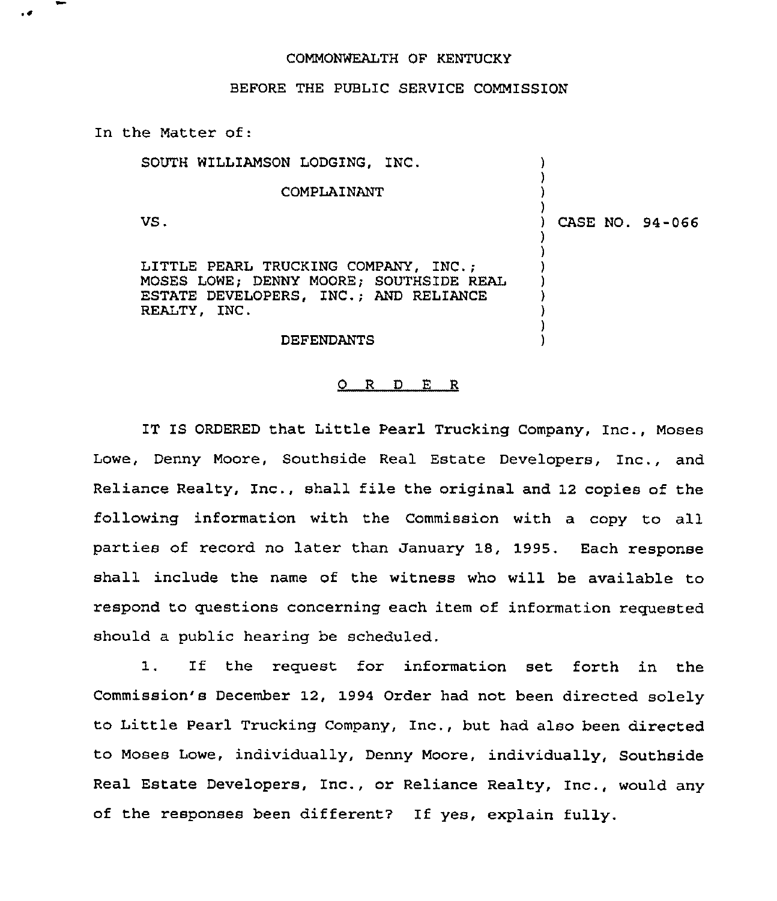COMMONWEALTH OF KENTUCKY

BEFORE THE PUBLIC SERVICE COMMISSION

In the Matter of:

SOUTH WILLIAMSON LODGING, INC.

COMPLAINANT

VS.

LITTLE PEARL TRUCKING COMPANY, INC.; MOSES LOWE; DENNY MOORE; SOUTHSIDE REAL ESTATE DEVELOPERS, INC.; AND RELIANCE REALTY, INC.

DEFENDANTS

CASE NO. 94-066

O R D E R

IT IS ORDERED that Little Pearl Trucking Company, Inc., Moses Lowe, Denny Moore, Southside Real Estate Developers, Inc., and Reliance Realty, Inc., shall file the original and 12 copies of the following information with the Commission with a copy to all parties of record no later than January 18, 1995. Each response shall include the name of the witness who will be available to respond to questions concerning each item of information requested should a public hearing be scheduled.

1. If the request for information set forth in the Commission's December 12, 1994 Order had not been directed solely to Little Pearl Trucking Company, Inc., but had also been directed to Moses Lowe, individually, Denny Moore, individually, Southside Real Estate Developers, Inc., or Reliance Realty, Inc., would any of the responses been different? If yes, explain fully.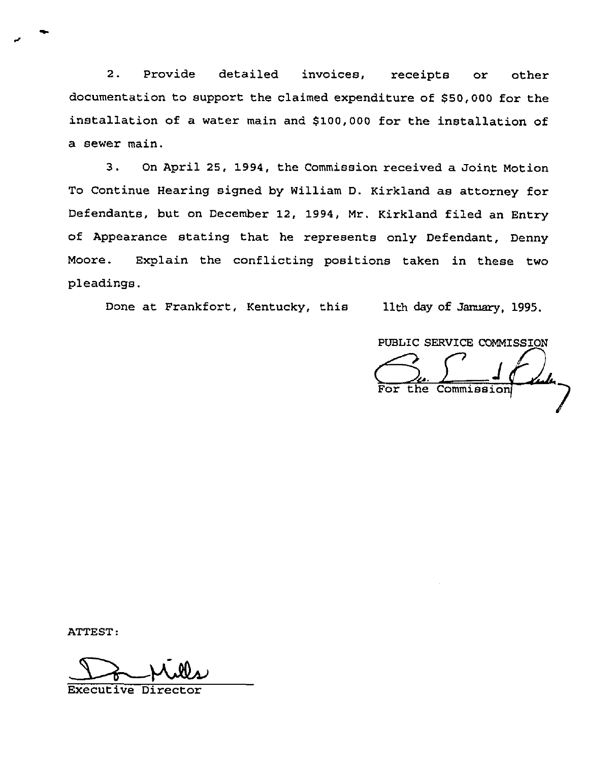2. Provide detailed invoices, receipts or other documentation to support the claimed expenditure of $50,000 for the installation of a water main and $100,000 for the installation of a sewer main.

3. On April 25, 1994, the Commission received a Joint Motion To Continue Hearing signed by William D. Kirkland as attorney for Defendants, but on December 12, 1994, Mr. Kirkland filed an Entry of Appearance stating that he represents only Defendant, Denny Moore. Explain the conflicting positions taken in these two pleadings.

Done at Frankfort, Kentucky, this 11th day of January, 1995.

PUBLIC SERVICE COMMISSION

For the Commission

ATTEST:

Executive Director